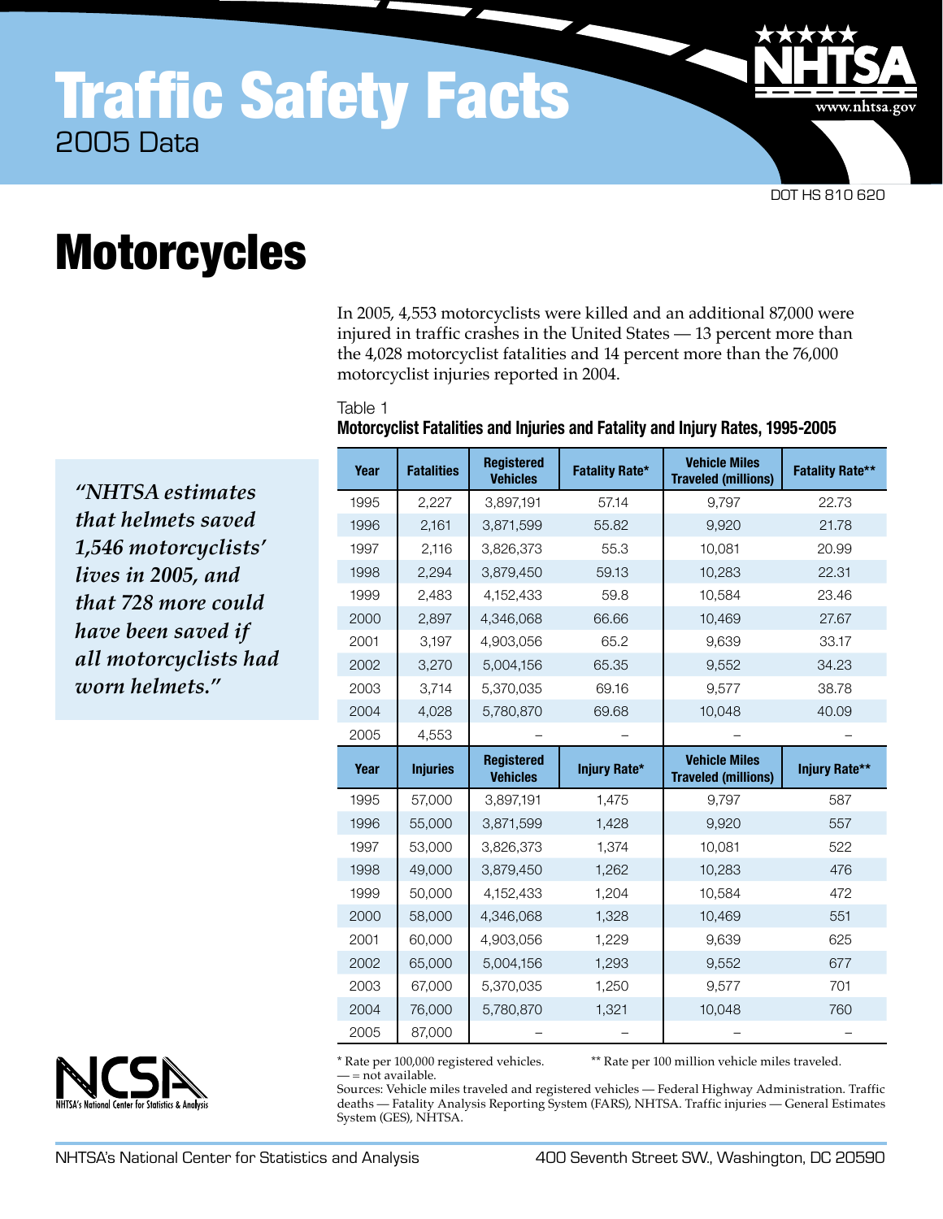# Traffic Safety Facts

2005 Data

DOT HS 810 620

# Motorcycles

In 2005, 4,553 motorcyclists were killed and an additional 87,000 were injured in traffic crashes in the United States — 13 percent more than the 4,028 motorcyclist fatalities and 14 percent more than the 76,000 motorcyclist injuries reported in 2004.

> *"NHTSA estimates that helmets saved 1,546 motorcyclists' lives in 2005, and that 728 more could have been saved if all motorcyclists had worn helmets."*

Table 1

**Motorcyclist Fatalities and Injuries and Fatality and Injury Rates, 1995-2005**

| Year | Fatalities | Registered Vehicles | Fatality Rate* | Vehicle Miles Traveled (millions) | Fatality Rate** |
|---|---|---|---|---|---|
| 1995 | 2,227 | 3,897,191 | 57.14 | 9,797 | 22.73 |
| 1996 | 2,161 | 3,871,599 | 55.82 | 9,920 | 21.78 |
| 1997 | 2,116 | 3,826,373 | 55.3 | 10,081 | 20.99 |
| 1998 | 2,294 | 3,879,450 | 59.13 | 10,283 | 22.31 |
| 1999 | 2,483 | 4,152,433 | 59.8 | 10,584 | 23.46 |
| 2000 | 2,897 | 4,346,068 | 66.66 | 10,469 | 27.67 |
| 2001 | 3,197 | 4,903,056 | 65.2 | 9,639 | 33.17 |
| 2002 | 3,270 | 5,004,156 | 65.35 | 9,552 | 34.23 |
| 2003 | 3,714 | 5,370,035 | 69.16 | 9,577 | 38.78 |
| 2004 | 4,028 | 5,780,870 | 69.68 | 10,048 | 40.09 |
| 2005 | 4,553 | – | – | – | – |
| **Year** | **Injuries** | **Registered Vehicles** | **Injury Rate*** | **Vehicle Miles Traveled (millions)** | **Injury Rate**** |
| 1995 | 57,000 | 3,897,191 | 1,475 | 9,797 | 587 |
| 1996 | 55,000 | 3,871,599 | 1,428 | 9,920 | 557 |
| 1997 | 53,000 | 3,826,373 | 1,374 | 10,081 | 522 |
| 1998 | 49,000 | 3,879,450 | 1,262 | 10,283 | 476 |
| 1999 | 50,000 | 4,152,433 | 1,204 | 10,584 | 472 |
| 2000 | 58,000 | 4,346,068 | 1,328 | 10,469 | 551 |
| 2001 | 60,000 | 4,903,056 | 1,229 | 9,639 | 625 |
| 2002 | 65,000 | 5,004,156 | 1,293 | 9,552 | 677 |
| 2003 | 67,000 | 5,370,035 | 1,250 | 9,577 | 701 |
| 2004 | 76,000 | 5,780,870 | 1,321 | 10,048 | 760 |
| 2005 | 87,000 | – | – | – | – |

\* Rate per 100,000 registered vehicles. ** Rate per 100 million vehicle miles traveled.
— = not available.
Sources: Vehicle miles traveled and registered vehicles — Federal Highway Administration. Traffic deaths — Fatality Analysis Reporting System (FARS), NHTSA. Traffic injuries — General Estimates System (GES), NHTSA.

NHTSA's National Center for Statistics and Analysis — 400 Seventh Street SW., Washington, DC 20590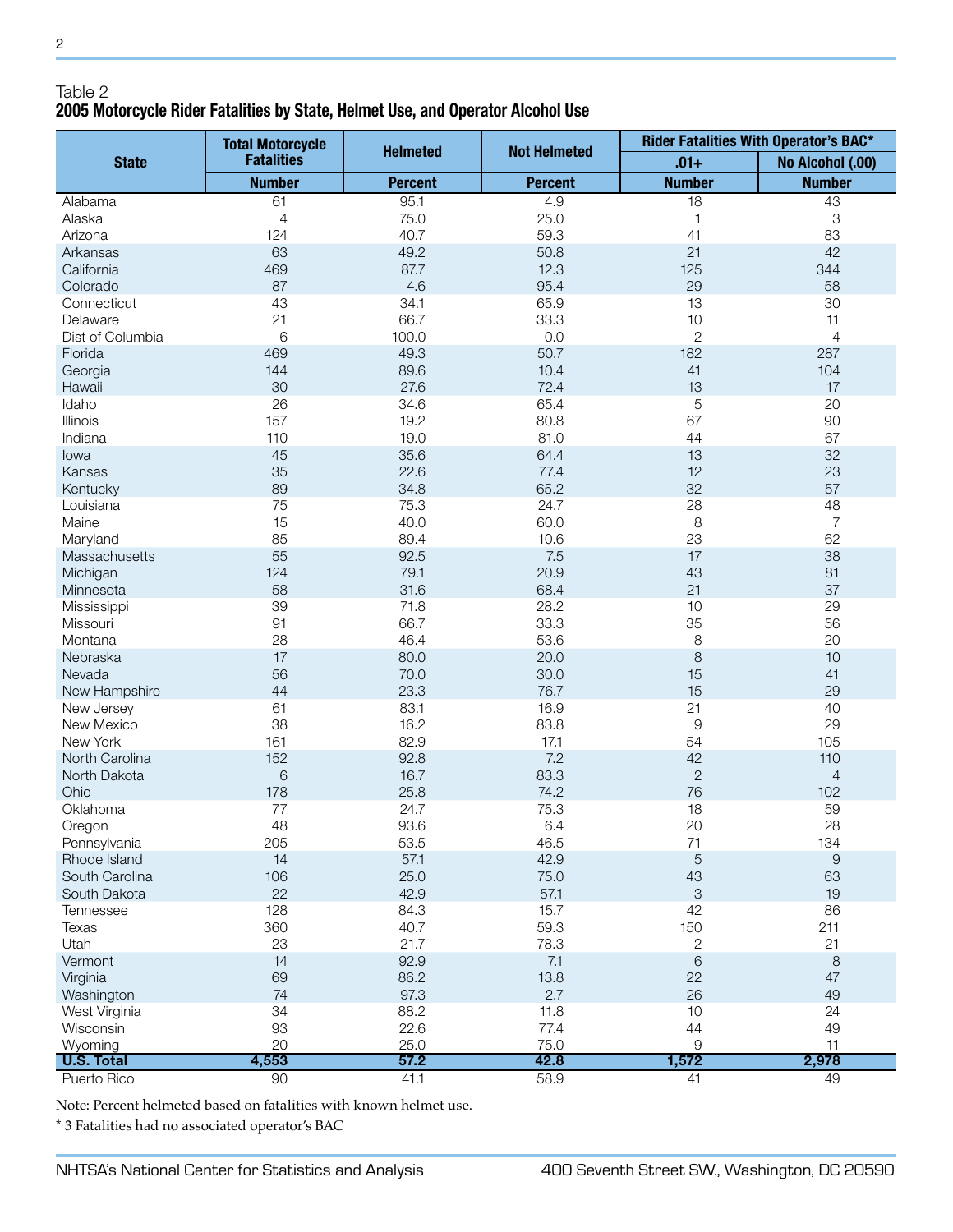Table 2

**2005 Motorcycle Rider Fatalities by State, Helmet Use, and Operator Alcohol Use**

| State | Total Motorcycle Fatalities | Helmeted | Not Helmeted | Rider Fatalities With Operator's BAC* | |
|---|---|---|---|---|---|
| | | | | .01+ | No Alcohol (.00) |
| | Number | Percent | Percent | Number | Number |
| Alabama | 61 | 95.1 | 4.9 | 18 | 43 |
| Alaska | 4 | 75.0 | 25.0 | 1 | 3 |
| Arizona | 124 | 40.7 | 59.3 | 41 | 83 |
| Arkansas | 63 | 49.2 | 50.8 | 21 | 42 |
| California | 469 | 87.7 | 12.3 | 125 | 344 |
| Colorado | 87 | 4.6 | 95.4 | 29 | 58 |
| Connecticut | 43 | 34.1 | 65.9 | 13 | 30 |
| Delaware | 21 | 66.7 | 33.3 | 10 | 11 |
| Dist of Columbia | 6 | 100.0 | 0.0 | 2 | 4 |
| Florida | 469 | 49.3 | 50.7 | 182 | 287 |
| Georgia | 144 | 89.6 | 10.4 | 41 | 104 |
| Hawaii | 30 | 27.6 | 72.4 | 13 | 17 |
| Idaho | 26 | 34.6 | 65.4 | 5 | 20 |
| Illinois | 157 | 19.2 | 80.8 | 67 | 90 |
| Indiana | 110 | 19.0 | 81.0 | 44 | 67 |
| Iowa | 45 | 35.6 | 64.4 | 13 | 32 |
| Kansas | 35 | 22.6 | 77.4 | 12 | 23 |
| Kentucky | 89 | 34.8 | 65.2 | 32 | 57 |
| Louisiana | 75 | 75.3 | 24.7 | 28 | 48 |
| Maine | 15 | 40.0 | 60.0 | 8 | 7 |
| Maryland | 85 | 89.4 | 10.6 | 23 | 62 |
| Massachusetts | 55 | 92.5 | 7.5 | 17 | 38 |
| Michigan | 124 | 79.1 | 20.9 | 43 | 81 |
| Minnesota | 58 | 31.6 | 68.4 | 21 | 37 |
| Mississippi | 39 | 71.8 | 28.2 | 10 | 29 |
| Missouri | 91 | 66.7 | 33.3 | 35 | 56 |
| Montana | 28 | 46.4 | 53.6 | 8 | 20 |
| Nebraska | 17 | 80.0 | 20.0 | 8 | 10 |
| Nevada | 56 | 70.0 | 30.0 | 15 | 41 |
| New Hampshire | 44 | 23.3 | 76.7 | 15 | 29 |
| New Jersey | 61 | 83.1 | 16.9 | 21 | 40 |
| New Mexico | 38 | 16.2 | 83.8 | 9 | 29 |
| New York | 161 | 82.9 | 17.1 | 54 | 105 |
| North Carolina | 152 | 92.8 | 7.2 | 42 | 110 |
| North Dakota | 6 | 16.7 | 83.3 | 2 | 4 |
| Ohio | 178 | 25.8 | 74.2 | 76 | 102 |
| Oklahoma | 77 | 24.7 | 75.3 | 18 | 59 |
| Oregon | 48 | 93.6 | 6.4 | 20 | 28 |
| Pennsylvania | 205 | 53.5 | 46.5 | 71 | 134 |
| Rhode Island | 14 | 57.1 | 42.9 | 5 | 9 |
| South Carolina | 106 | 25.0 | 75.0 | 43 | 63 |
| South Dakota | 22 | 42.9 | 57.1 | 3 | 19 |
| Tennessee | 128 | 84.3 | 15.7 | 42 | 86 |
| Texas | 360 | 40.7 | 59.3 | 150 | 211 |
| Utah | 23 | 21.7 | 78.3 | 2 | 21 |
| Vermont | 14 | 92.9 | 7.1 | 6 | 8 |
| Virginia | 69 | 86.2 | 13.8 | 22 | 47 |
| Washington | 74 | 97.3 | 2.7 | 26 | 49 |
| West Virginia | 34 | 88.2 | 11.8 | 10 | 24 |
| Wisconsin | 93 | 22.6 | 77.4 | 44 | 49 |
| Wyoming | 20 | 25.0 | 75.0 | 9 | 11 |
| **U.S. Total** | **4,553** | **57.2** | **42.8** | **1,572** | **2,978** |
| Puerto Rico | 90 | 41.1 | 58.9 | 41 | 49 |

Note: Percent helmeted based on fatalities with known helmet use.

* 3 Fatalities had no associated operator's BAC

NHTSA's National Center for Statistics and Analysis 400 Seventh Street SW., Washington, DC 20590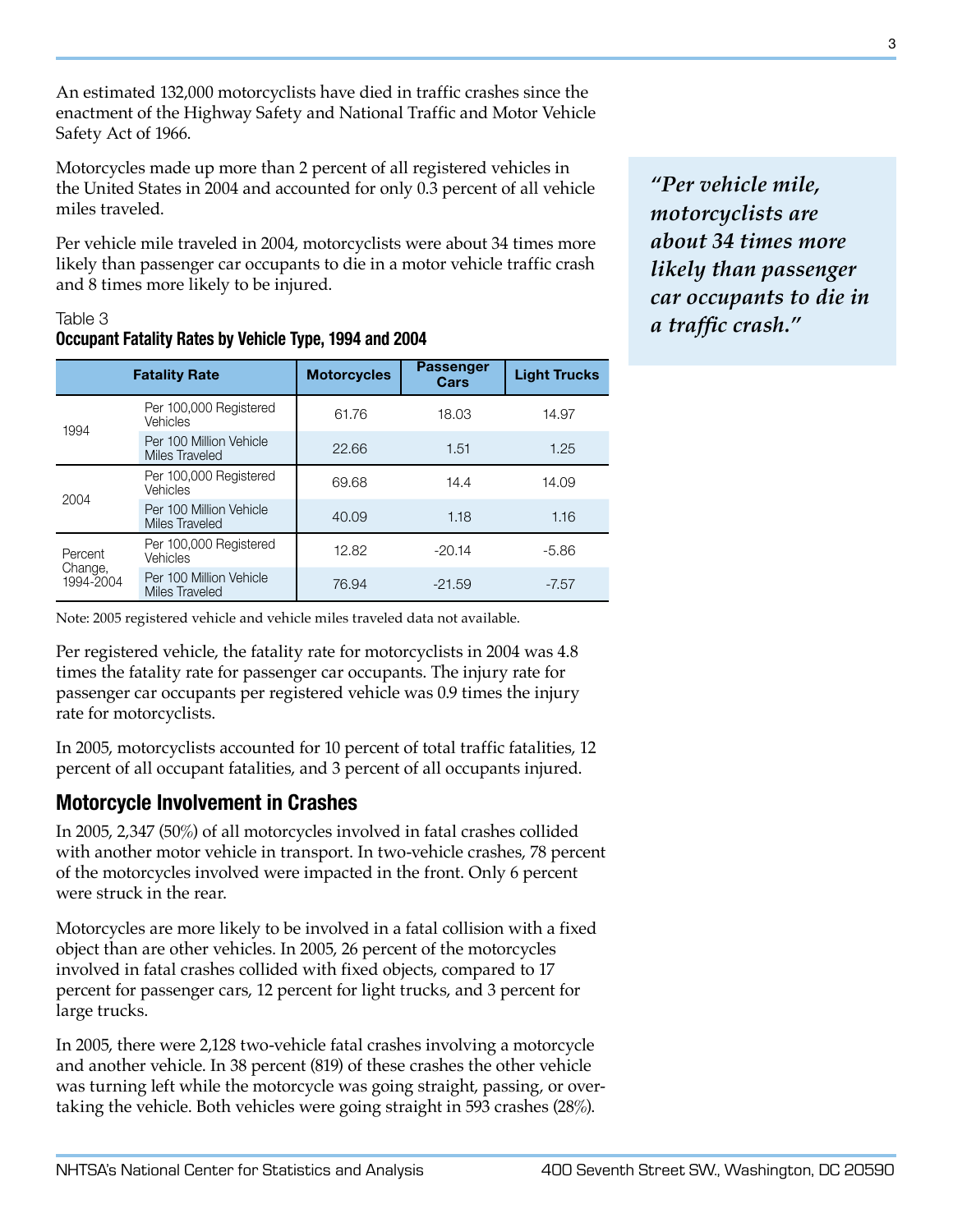An estimated 132,000 motorcyclists have died in traffic crashes since the enactment of the Highway Safety and National Traffic and Motor Vehicle Safety Act of 1966.

Motorcycles made up more than 2 percent of all registered vehicles in the United States in 2004 and accounted for only 0.3 percent of all vehicle miles traveled.

Per vehicle mile traveled in 2004, motorcyclists were about 34 times more likely than passenger car occupants to die in a motor vehicle traffic crash and 8 times more likely to be injured.

*"Per vehicle mile, motorcyclists are about 34 times more likely than passenger car occupants to die in a traffic crash."*

Table 3
**Occupant Fatality Rates by Vehicle Type, 1994 and 2004**

| Fatality Rate | | Motorcycles | Passenger Cars | Light Trucks |
|---|---|---|---|---|
| 1994 | Per 100,000 Registered Vehicles | 61.76 | 18.03 | 14.97 |
| | Per 100 Million Vehicle Miles Traveled | 22.66 | 1.51 | 1.25 |
| 2004 | Per 100,000 Registered Vehicles | 69.68 | 14.4 | 14.09 |
| | Per 100 Million Vehicle Miles Traveled | 40.09 | 1.18 | 1.16 |
| Percent Change, 1994-2004 | Per 100,000 Registered Vehicles | 12.82 | -20.14 | -5.86 |
| | Per 100 Million Vehicle Miles Traveled | 76.94 | -21.59 | -7.57 |

Note: 2005 registered vehicle and vehicle miles traveled data not available.

Per registered vehicle, the fatality rate for motorcyclists in 2004 was 4.8 times the fatality rate for passenger car occupants. The injury rate for passenger car occupants per registered vehicle was 0.9 times the injury rate for motorcyclists.

In 2005, motorcyclists accounted for 10 percent of total traffic fatalities, 12 percent of all occupant fatalities, and 3 percent of all occupants injured.

## Motorcycle Involvement in Crashes

In 2005, 2,347 (50%) of all motorcycles involved in fatal crashes collided with another motor vehicle in transport. In two-vehicle crashes, 78 percent of the motorcycles involved were impacted in the front. Only 6 percent were struck in the rear.

Motorcycles are more likely to be involved in a fatal collision with a fixed object than are other vehicles. In 2005, 26 percent of the motorcycles involved in fatal crashes collided with fixed objects, compared to 17 percent for passenger cars, 12 percent for light trucks, and 3 percent for large trucks.

In 2005, there were 2,128 two-vehicle fatal crashes involving a motorcycle and another vehicle. In 38 percent (819) of these crashes the other vehicle was turning left while the motorcycle was going straight, passing, or overtaking the vehicle. Both vehicles were going straight in 593 crashes (28%).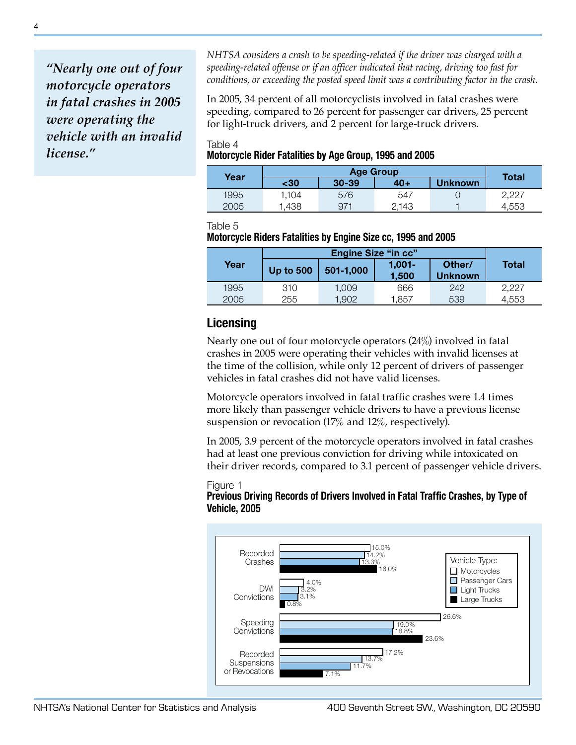> *"Nearly one out of four motorcycle operators in fatal crashes in 2005 were operating the vehicle with an invalid license."*

*NHTSA considers a crash to be speeding-related if the driver was charged with a speeding-related offense or if an officer indicated that racing, driving too fast for conditions, or exceeding the posted speed limit was a contributing factor in the crash.*

In 2005, 34 percent of all motorcyclists involved in fatal crashes were speeding, compared to 26 percent for passenger car drivers, 25 percent for light-truck drivers, and 2 percent for large-truck drivers.

Table 4
**Motorcycle Rider Fatalities by Age Group, 1995 and 2005**

| Year | Age Group | | | | Total |
|---|---|---|---|---|---|
| | <30 | 30-39 | 40+ | Unknown | |
| 1995 | 1,104 | 576 | 547 | 0 | 2,227 |
| 2005 | 1,438 | 971 | 2,143 | 1 | 4,553 |

Table 5
**Motorcycle Riders Fatalities by Engine Size cc, 1995 and 2005**

| Year | Engine Size "in cc" | | | | Total |
|---|---|---|---|---|---|
| | Up to 500 | 501-1,000 | 1,001-1,500 | Other/Unknown | |
| 1995 | 310 | 1,009 | 666 | 242 | 2,227 |
| 2005 | 255 | 1,902 | 1,857 | 539 | 4,553 |

## Licensing

Nearly one out of four motorcycle operators (24%) involved in fatal crashes in 2005 were operating their vehicles with invalid licenses at the time of the collision, while only 12 percent of drivers of passenger vehicles in fatal crashes did not have valid licenses.

Motorcycle operators involved in fatal traffic crashes were 1.4 times more likely than passenger vehicle drivers to have a previous license suspension or revocation (17% and 12%, respectively).

In 2005, 3.9 percent of the motorcycle operators involved in fatal crashes had at least one previous conviction for driving while intoxicated on their driver records, compared to 3.1 percent of passenger vehicle drivers.

Figure 1
**Previous Driving Records of Drivers Involved in Fatal Traffic Crashes, by Type of Vehicle, 2005**

| | Motorcycles | Passenger Cars | Light Trucks | Large Trucks |
|---|---|---|---|---|
| Recorded Crashes | 15.0% | 14.2% | 13.3% | 16.0% |
| DWI Convictions | 4.0% | 3.2% | 3.1% | 0.8% |
| Speeding Convictions | 26.6% | 19.0% | 18.8% | 23.6% |
| Recorded Suspensions or Revocations | 17.2% | 13.7% | 11.7% | 7.1% |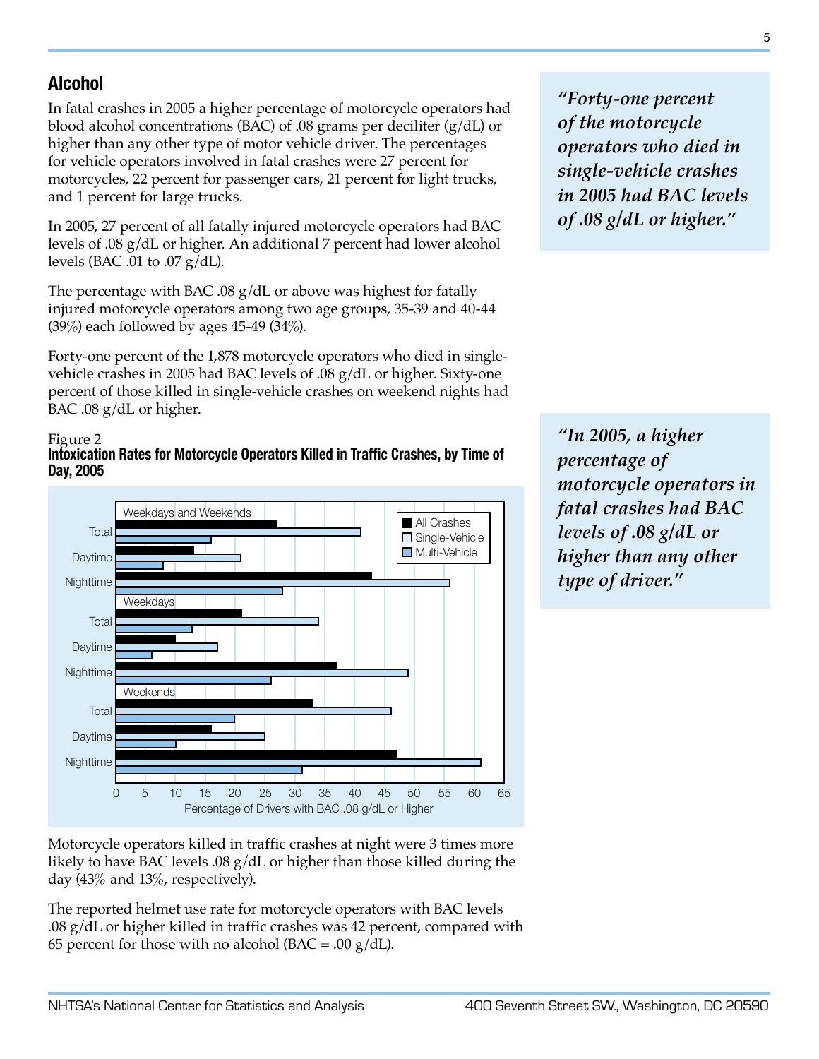## Alcohol

In fatal crashes in 2005 a higher percentage of motorcycle operators had blood alcohol concentrations (BAC) of .08 grams per deciliter (g/dL) or higher than any other type of motor vehicle driver. The percentages for vehicle operators involved in fatal crashes were 27 percent for motorcycles, 22 percent for passenger cars, 21 percent for light trucks, and 1 percent for large trucks.

In 2005, 27 percent of all fatally injured motorcycle operators had BAC levels of .08 g/dL or higher. An additional 7 percent had lower alcohol levels (BAC .01 to .07 g/dL).

The percentage with BAC .08 g/dL or above was highest for fatally injured motorcycle operators among two age groups, 35-39 and 40-44 (39%) each followed by ages 45-49 (34%).

Forty-one percent of the 1,878 motorcycle operators who died in single-vehicle crashes in 2005 had BAC levels of .08 g/dL or higher. Sixty-one percent of those killed in single-vehicle crashes on weekend nights had BAC .08 g/dL or higher.

*"Forty-one percent of the motorcycle operators who died in single-vehicle crashes in 2005 had BAC levels of .08 g/dL or higher."*

Figure 2
**Intoxication Rates for Motorcycle Operators Killed in Traffic Crashes, by Time of Day, 2005**

*"In 2005, a higher percentage of motorcycle operators in fatal crashes had BAC levels of .08 g/dL or higher than any other type of driver."*

Motorcycle operators killed in traffic crashes at night were 3 times more likely to have BAC levels .08 g/dL or higher than those killed during the day (43% and 13%, respectively).

The reported helmet use rate for motorcycle operators with BAC levels .08 g/dL or higher killed in traffic crashes was 42 percent, compared with 65 percent for those with no alcohol (BAC = .00 g/dL).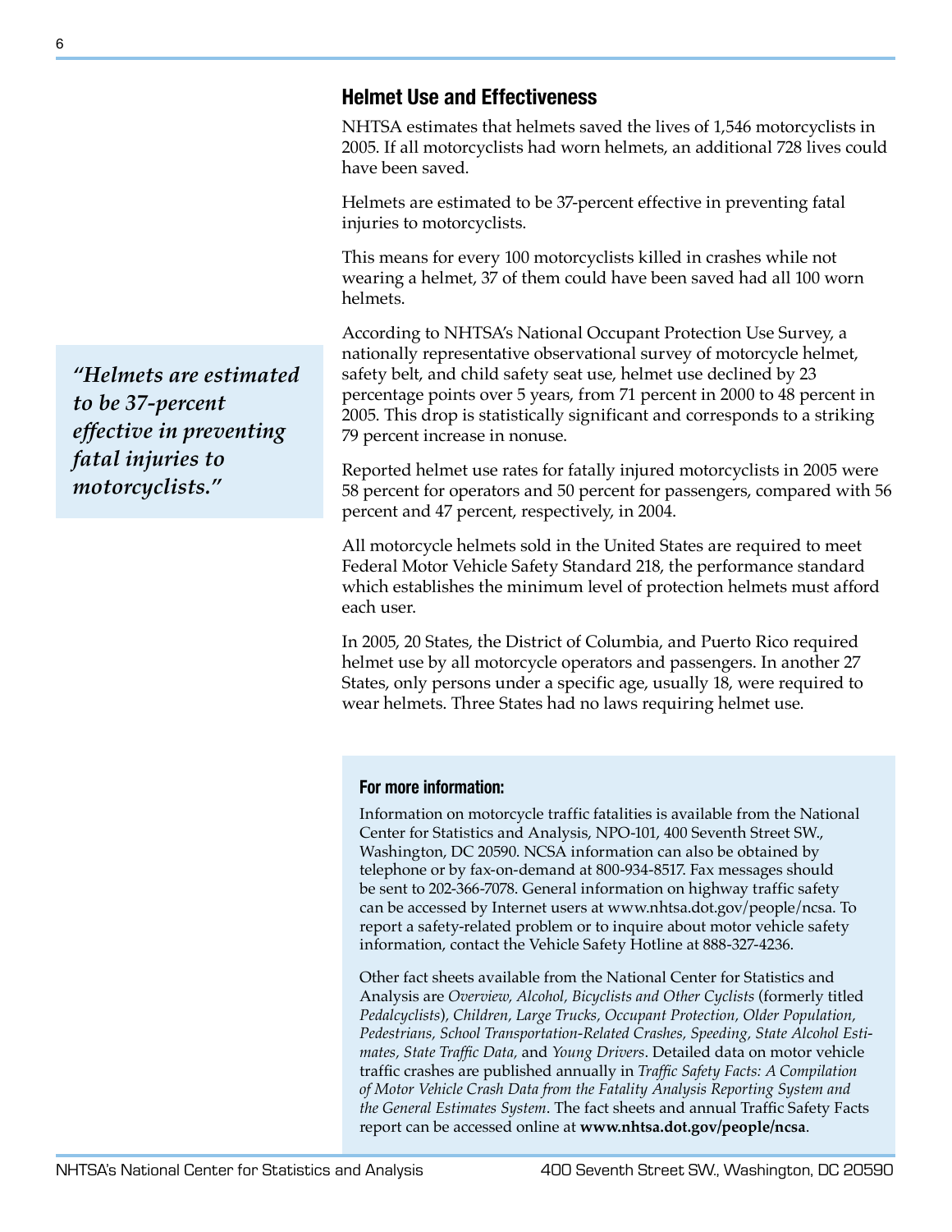## Helmet Use and Effectiveness

NHTSA estimates that helmets saved the lives of 1,546 motorcyclists in 2005. If all motorcyclists had worn helmets, an additional 728 lives could have been saved.

Helmets are estimated to be 37-percent effective in preventing fatal injuries to motorcyclists.

This means for every 100 motorcyclists killed in crashes while not wearing a helmet, 37 of them could have been saved had all 100 worn helmets.

> ***"Helmets are estimated to be 37-percent effective in preventing fatal injuries to motorcyclists."***

According to NHTSA's National Occupant Protection Use Survey, a nationally representative observational survey of motorcycle helmet, safety belt, and child safety seat use, helmet use declined by 23 percentage points over 5 years, from 71 percent in 2000 to 48 percent in 2005. This drop is statistically significant and corresponds to a striking 79 percent increase in nonuse.

Reported helmet use rates for fatally injured motorcyclists in 2005 were 58 percent for operators and 50 percent for passengers, compared with 56 percent and 47 percent, respectively, in 2004.

All motorcycle helmets sold in the United States are required to meet Federal Motor Vehicle Safety Standard 218, the performance standard which establishes the minimum level of protection helmets must afford each user.

In 2005, 20 States, the District of Columbia, and Puerto Rico required helmet use by all motorcycle operators and passengers. In another 27 States, only persons under a specific age, usually 18, were required to wear helmets. Three States had no laws requiring helmet use.

### For more information:

Information on motorcycle traffic fatalities is available from the National Center for Statistics and Analysis, NPO-101, 400 Seventh Street SW., Washington, DC 20590. NCSA information can also be obtained by telephone or by fax-on-demand at 800-934-8517. Fax messages should be sent to 202-366-7078. General information on highway traffic safety can be accessed by Internet users at www.nhtsa.dot.gov/people/ncsa. To report a safety-related problem or to inquire about motor vehicle safety information, contact the Vehicle Safety Hotline at 888-327-4236.

Other fact sheets available from the National Center for Statistics and Analysis are *Overview, Alcohol, Bicyclists and Other Cyclists* (formerly titled *Pedalcyclists*), *Children, Large Trucks, Occupant Protection, Older Population, Pedestrians, School Transportation-Related Crashes, Speeding, State Alcohol Estimates, State Traffic Data,* and *Young Drivers*. Detailed data on motor vehicle traffic crashes are published annually in *Traffic Safety Facts: A Compilation of Motor Vehicle Crash Data from the Fatality Analysis Reporting System and the General Estimates System*. The fact sheets and annual Traffic Safety Facts report can be accessed online at **www.nhtsa.dot.gov/people/ncsa**.